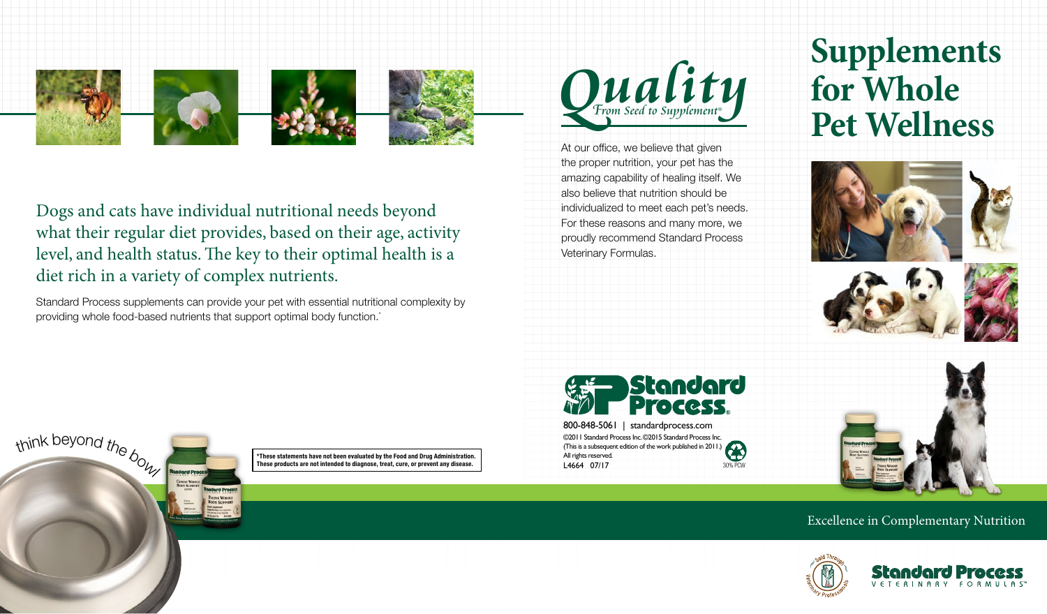Dogs and cats have individual nutritional needs beyond what their regular diet provides, based on their age, activity level, and health status. The key to their optimal health is a diet rich in a variety of complex nutrients.

Standard Process supplements can provide your pet with essential nutritional complexity by providing whole food-based nutrients that support optimal body function.*

think beyond the bowl

*These statements have not been evaluated by the Food and Drug Administration. These products are not intended to diagnose, treat, cure, or prevent any disease.

# *Quality*

*From Seed to Supplement®*

At our office, we believe that given the proper nutrition, your pet has the amazing capability of healing itself. We also believe that nutrition should be individualized to meet each pet's needs. For these reasons and many more, we proudly recommend Standard Process Veterinary Formulas.

**Standard Process®**

800-848-5061 | standardprocess.com

©2011 Standard Process Inc. ©2015 Standard Process Inc.
(This is a subsequent edition of the work published in 2011.)
All rights reserved.
L4664 07/17

30% PCW

# Supplements for Whole Pet Wellness

Excellence in Complementary Nutrition

Sold Through Veterinary Professionals

**Standard Process**
VETERINARY FORMULAS™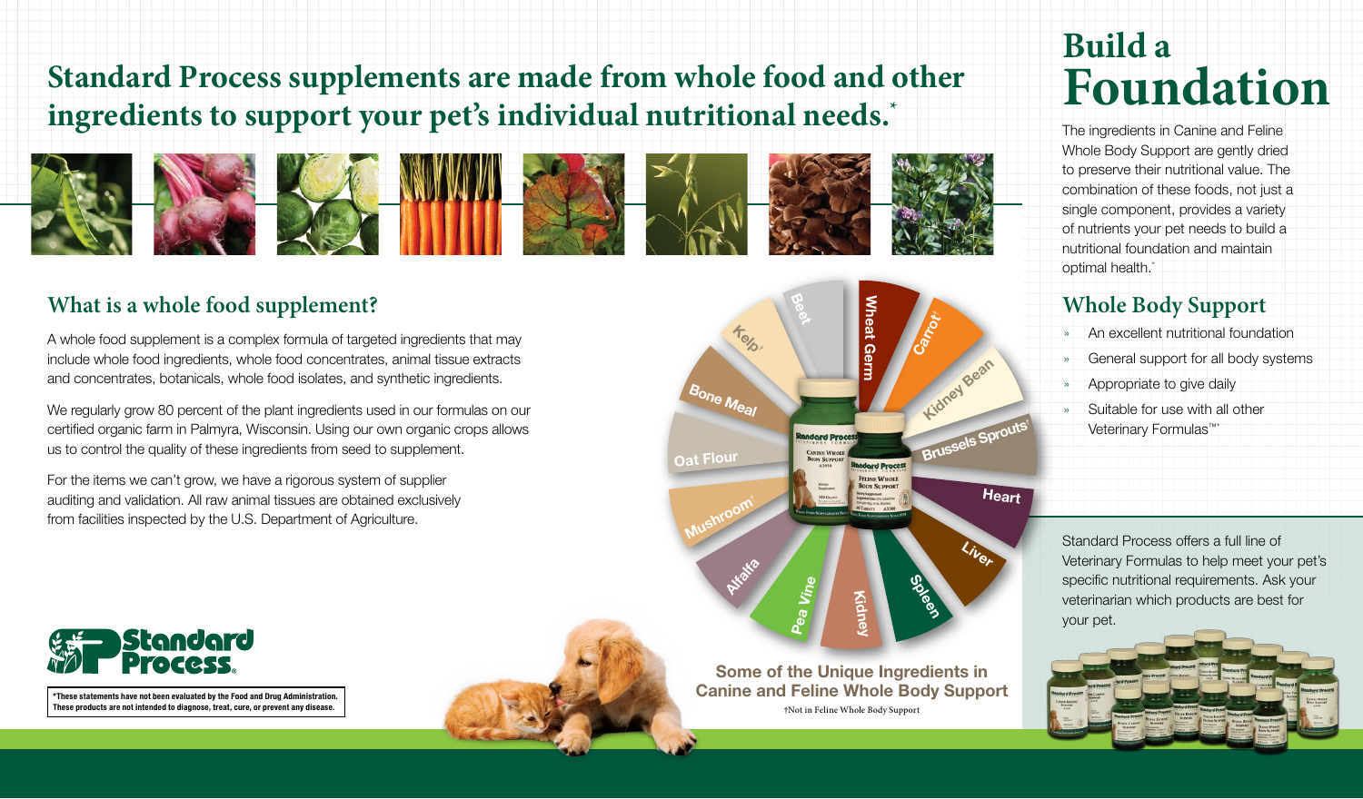## Standard Process supplements are made from whole food and other ingredients to support your pet's individual nutritional needs.*

### What is a whole food supplement?

A whole food supplement is a complex formula of targeted ingredients that may include whole food ingredients, whole food concentrates, animal tissue extracts and concentrates, botanicals, whole food isolates, and synthetic ingredients.

We regularly grow 80 percent of the plant ingredients used in our formulas on our certified organic farm in Palmyra, Wisconsin. Using our own organic crops allows us to control the quality of these ingredients from seed to supplement.

For the items we can't grow, we have a rigorous system of supplier auditing and validation. All raw animal tissues are obtained exclusively from facilities inspected by the U.S. Department of Agriculture.

Beet
Wheat Germ
Carrot†
Kidney Bean
Brussels Sprouts†
Heart
Liver
Spleen
Kidney
Pea Vine
Alfalfa
Mushroom†
Oat Flour
Bone Meal
Kelp†

**Some of the Unique Ingredients in Canine and Feline Whole Body Support**

†Not in Feline Whole Body Support

Standard Process®

*These statements have not been evaluated by the Food and Drug Administration. These products are not intended to diagnose, treat, cure, or prevent any disease.

# Build a Foundation

The ingredients in Canine and Feline Whole Body Support are gently dried to preserve their nutritional value. The combination of these foods, not just a single component, provides a variety of nutrients your pet needs to build a nutritional foundation and maintain optimal health.*

### Whole Body Support

- An excellent nutritional foundation
- General support for all body systems
- Appropriate to give daily
- Suitable for use with all other Veterinary Formulas™*

Standard Process offers a full line of Veterinary Formulas to help meet your pet's specific nutritional requirements. Ask your veterinarian which products are best for your pet.